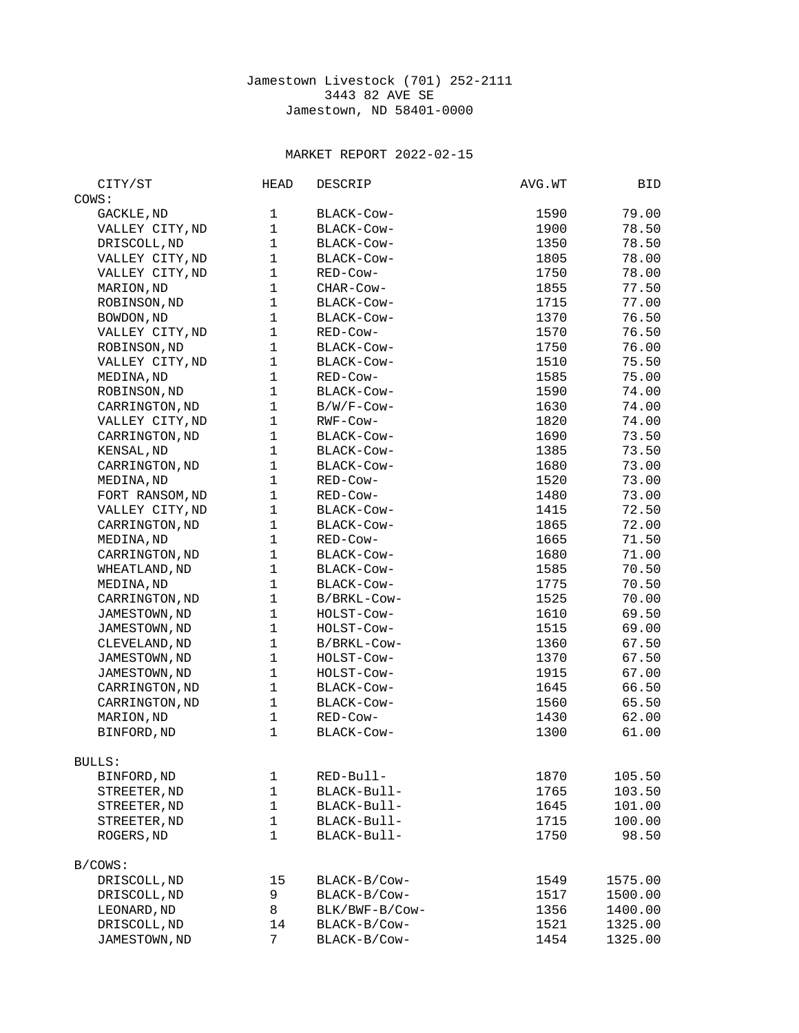Jamestown Livestock (701) 252-2111
3443 82 AVE SE
Jamestown, ND 58401-0000

MARKET REPORT 2022-02-15

| CITY/ST | HEAD | DESCRIP | AVG.WT | BID |
|---|---|---|---|---|
| **COWS:** | | | | |
| GACKLE,ND | 1 | BLACK-Cow- | 1590 | 79.00 |
| VALLEY CITY,ND | 1 | BLACK-Cow- | 1900 | 78.50 |
| DRISCOLL,ND | 1 | BLACK-Cow- | 1350 | 78.50 |
| VALLEY CITY,ND | 1 | BLACK-Cow- | 1805 | 78.00 |
| VALLEY CITY,ND | 1 | RED-Cow- | 1750 | 78.00 |
| MARION,ND | 1 | CHAR-Cow- | 1855 | 77.50 |
| ROBINSON,ND | 1 | BLACK-Cow- | 1715 | 77.00 |
| BOWDON,ND | 1 | BLACK-Cow- | 1370 | 76.50 |
| VALLEY CITY,ND | 1 | RED-Cow- | 1570 | 76.50 |
| ROBINSON,ND | 1 | BLACK-Cow- | 1750 | 76.00 |
| VALLEY CITY,ND | 1 | BLACK-Cow- | 1510 | 75.50 |
| MEDINA,ND | 1 | RED-Cow- | 1585 | 75.00 |
| ROBINSON,ND | 1 | BLACK-Cow- | 1590 | 74.00 |
| CARRINGTON,ND | 1 | B/W/F-Cow- | 1630 | 74.00 |
| VALLEY CITY,ND | 1 | RWF-Cow- | 1820 | 74.00 |
| CARRINGTON,ND | 1 | BLACK-Cow- | 1690 | 73.50 |
| KENSAL,ND | 1 | BLACK-Cow- | 1385 | 73.50 |
| CARRINGTON,ND | 1 | BLACK-Cow- | 1680 | 73.00 |
| MEDINA,ND | 1 | RED-Cow- | 1520 | 73.00 |
| FORT RANSOM,ND | 1 | RED-Cow- | 1480 | 73.00 |
| VALLEY CITY,ND | 1 | BLACK-Cow- | 1415 | 72.50 |
| CARRINGTON,ND | 1 | BLACK-Cow- | 1865 | 72.00 |
| MEDINA,ND | 1 | RED-Cow- | 1665 | 71.50 |
| CARRINGTON,ND | 1 | BLACK-Cow- | 1680 | 71.00 |
| WHEATLAND,ND | 1 | BLACK-Cow- | 1585 | 70.50 |
| MEDINA,ND | 1 | BLACK-Cow- | 1775 | 70.50 |
| CARRINGTON,ND | 1 | B/BRKL-Cow- | 1525 | 70.00 |
| JAMESTOWN,ND | 1 | HOLST-Cow- | 1610 | 69.50 |
| JAMESTOWN,ND | 1 | HOLST-Cow- | 1515 | 69.00 |
| CLEVELAND,ND | 1 | B/BRKL-Cow- | 1360 | 67.50 |
| JAMESTOWN,ND | 1 | HOLST-Cow- | 1370 | 67.50 |
| JAMESTOWN,ND | 1 | HOLST-Cow- | 1915 | 67.00 |
| CARRINGTON,ND | 1 | BLACK-Cow- | 1645 | 66.50 |
| CARRINGTON,ND | 1 | BLACK-Cow- | 1560 | 65.50 |
| MARION,ND | 1 | RED-Cow- | 1430 | 62.00 |
| BINFORD,ND | 1 | BLACK-Cow- | 1300 | 61.00 |
| **BULLS:** | | | | |
| BINFORD,ND | 1 | RED-Bull- | 1870 | 105.50 |
| STREETER,ND | 1 | BLACK-Bull- | 1765 | 103.50 |
| STREETER,ND | 1 | BLACK-Bull- | 1645 | 101.00 |
| STREETER,ND | 1 | BLACK-Bull- | 1715 | 100.00 |
| ROGERS,ND | 1 | BLACK-Bull- | 1750 | 98.50 |
| **B/COWS:** | | | | |
| DRISCOLL,ND | 15 | BLACK-B/Cow- | 1549 | 1575.00 |
| DRISCOLL,ND | 9 | BLACK-B/Cow- | 1517 | 1500.00 |
| LEONARD,ND | 8 | BLK/BWF-B/Cow- | 1356 | 1400.00 |
| DRISCOLL,ND | 14 | BLACK-B/Cow- | 1521 | 1325.00 |
| JAMESTOWN,ND | 7 | BLACK-B/Cow- | 1454 | 1325.00 |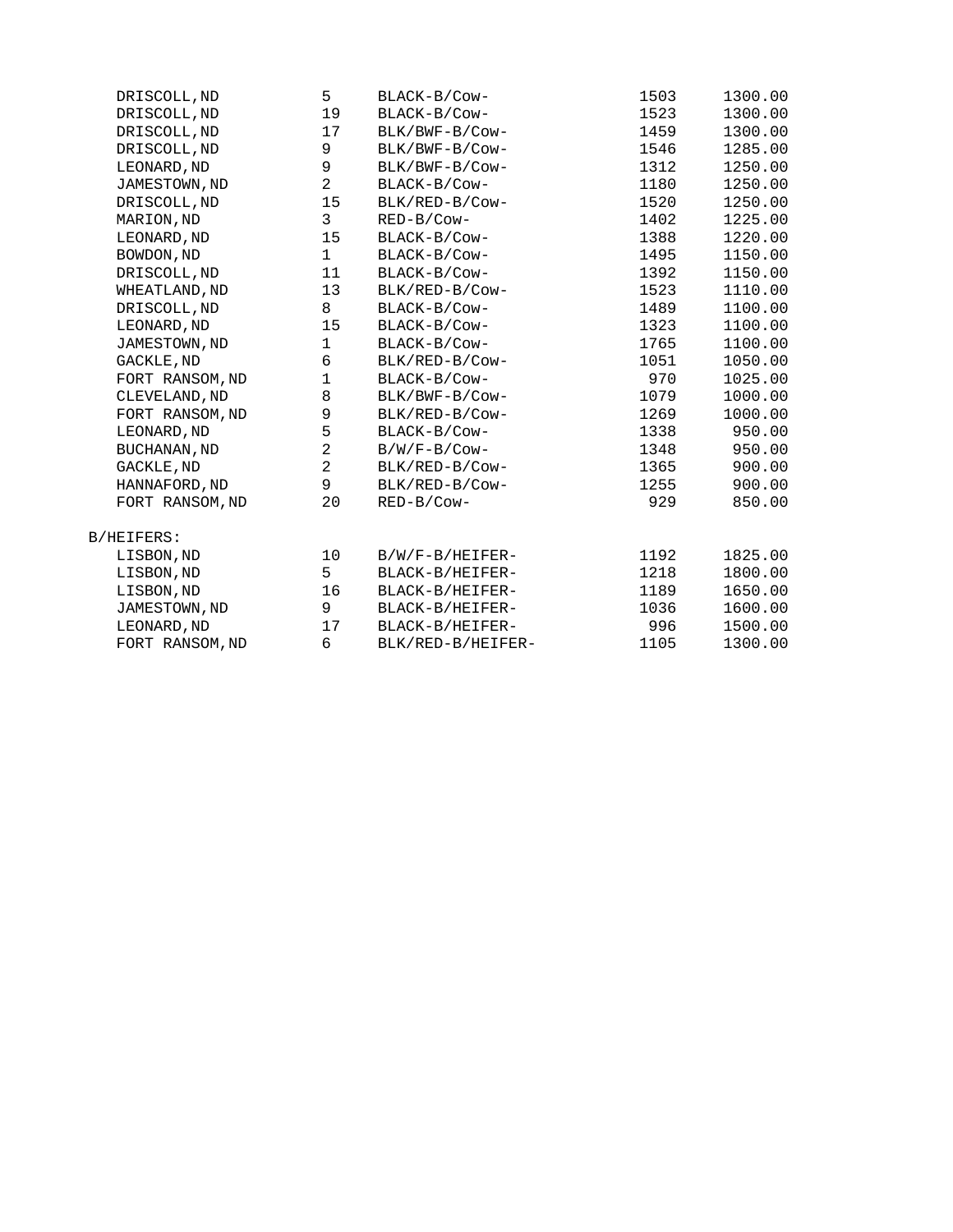| | | | | |
|---|---|---|---|---|
| DRISCOLL,ND | 5 | BLACK-B/Cow- | 1503 | 1300.00 |
| DRISCOLL,ND | 19 | BLACK-B/Cow- | 1523 | 1300.00 |
| DRISCOLL,ND | 17 | BLK/BWF-B/Cow- | 1459 | 1300.00 |
| DRISCOLL,ND | 9 | BLK/BWF-B/Cow- | 1546 | 1285.00 |
| LEONARD,ND | 9 | BLK/BWF-B/Cow- | 1312 | 1250.00 |
| JAMESTOWN,ND | 2 | BLACK-B/Cow- | 1180 | 1250.00 |
| DRISCOLL,ND | 15 | BLK/RED-B/Cow- | 1520 | 1250.00 |
| MARION,ND | 3 | RED-B/Cow- | 1402 | 1225.00 |
| LEONARD,ND | 15 | BLACK-B/Cow- | 1388 | 1220.00 |
| BOWDON,ND | 1 | BLACK-B/Cow- | 1495 | 1150.00 |
| DRISCOLL,ND | 11 | BLACK-B/Cow- | 1392 | 1150.00 |
| WHEATLAND,ND | 13 | BLK/RED-B/Cow- | 1523 | 1110.00 |
| DRISCOLL,ND | 8 | BLACK-B/Cow- | 1489 | 1100.00 |
| LEONARD,ND | 15 | BLACK-B/Cow- | 1323 | 1100.00 |
| JAMESTOWN,ND | 1 | BLACK-B/Cow- | 1765 | 1100.00 |
| GACKLE,ND | 6 | BLK/RED-B/Cow- | 1051 | 1050.00 |
| FORT RANSOM,ND | 1 | BLACK-B/Cow- | 970 | 1025.00 |
| CLEVELAND,ND | 8 | BLK/BWF-B/Cow- | 1079 | 1000.00 |
| FORT RANSOM,ND | 9 | BLK/RED-B/Cow- | 1269 | 1000.00 |
| LEONARD,ND | 5 | BLACK-B/Cow- | 1338 | 950.00 |
| BUCHANAN,ND | 2 | B/W/F-B/Cow- | 1348 | 950.00 |
| GACKLE,ND | 2 | BLK/RED-B/Cow- | 1365 | 900.00 |
| HANNAFORD,ND | 9 | BLK/RED-B/Cow- | 1255 | 900.00 |
| FORT RANSOM,ND | 20 | RED-B/Cow- | 929 | 850.00 |

B/HEIFERS:

| | | | | |
|---|---|---|---|---|
| LISBON,ND | 10 | B/W/F-B/HEIFER- | 1192 | 1825.00 |
| LISBON,ND | 5 | BLACK-B/HEIFER- | 1218 | 1800.00 |
| LISBON,ND | 16 | BLACK-B/HEIFER- | 1189 | 1650.00 |
| JAMESTOWN,ND | 9 | BLACK-B/HEIFER- | 1036 | 1600.00 |
| LEONARD,ND | 17 | BLACK-B/HEIFER- | 996 | 1500.00 |
| FORT RANSOM,ND | 6 | BLK/RED-B/HEIFER- | 1105 | 1300.00 |